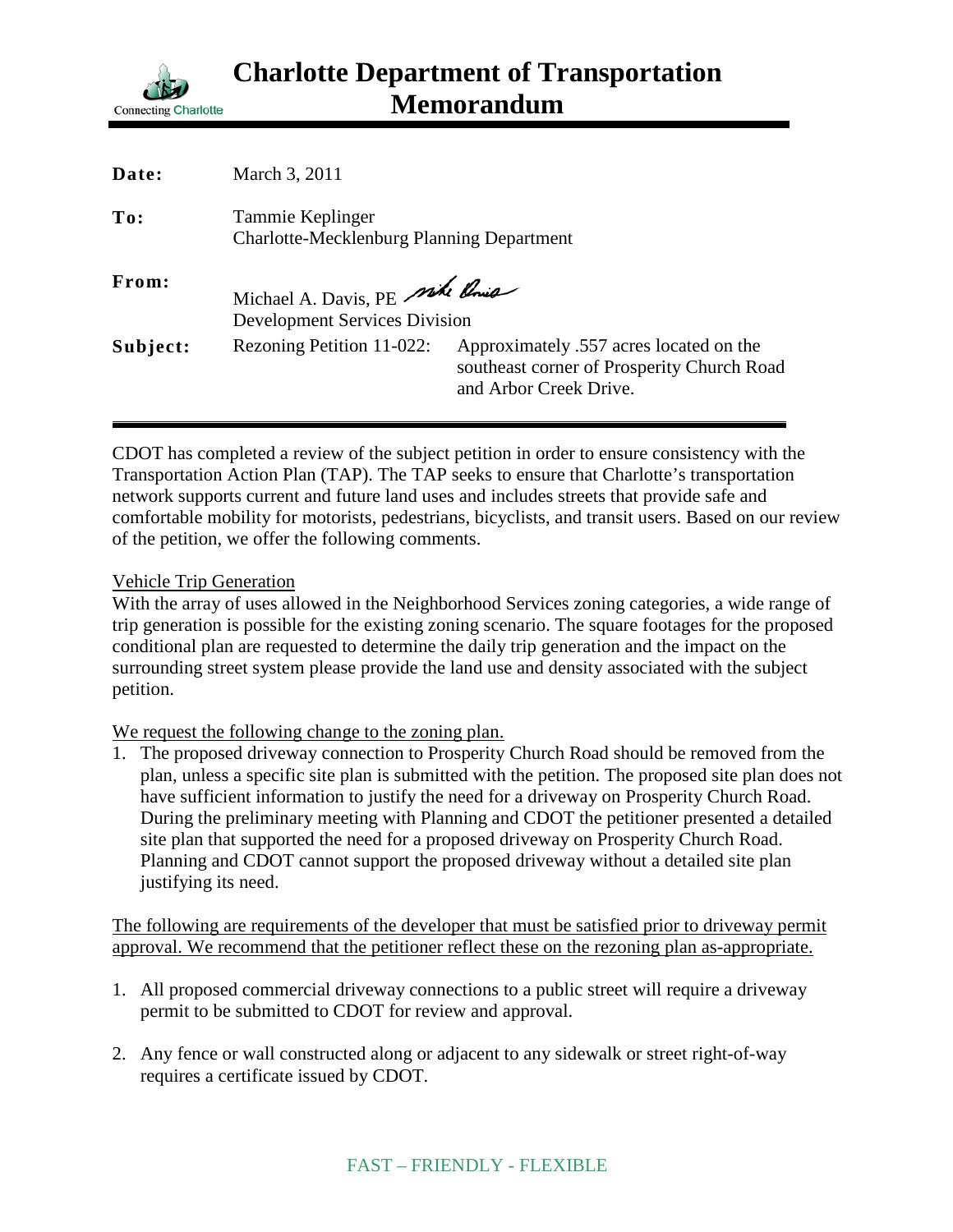# Charlotte Department of Transportation Memorandum

Connecting Charlotte

**Date:** March 3, 2011

**To:** Tammie Keplinger
Charlotte-Mecklenburg Planning Department

**From:** Michael A. Davis, PE
Development Services Division

**Subject:** Rezoning Petition 11-022: Approximately .557 acres located on the southeast corner of Prosperity Church Road and Arbor Creek Drive.

---

CDOT has completed a review of the subject petition in order to ensure consistency with the Transportation Action Plan (TAP). The TAP seeks to ensure that Charlotte's transportation network supports current and future land uses and includes streets that provide safe and comfortable mobility for motorists, pedestrians, bicyclists, and transit users. Based on our review of the petition, we offer the following comments.

<u>Vehicle Trip Generation</u>

With the array of uses allowed in the Neighborhood Services zoning categories, a wide range of trip generation is possible for the existing zoning scenario. The square footages for the proposed conditional plan are requested to determine the daily trip generation and the impact on the surrounding street system please provide the land use and density associated with the subject petition.

<u>We request the following change to the zoning plan.</u>

1. The proposed driveway connection to Prosperity Church Road should be removed from the plan, unless a specific site plan is submitted with the petition. The proposed site plan does not have sufficient information to justify the need for a driveway on Prosperity Church Road. During the preliminary meeting with Planning and CDOT the petitioner presented a detailed site plan that supported the need for a proposed driveway on Prosperity Church Road. Planning and CDOT cannot support the proposed driveway without a detailed site plan justifying its need.

<u>The following are requirements of the developer that must be satisfied prior to driveway permit approval. We recommend that the petitioner reflect these on the rezoning plan as-appropriate.</u>

1. All proposed commercial driveway connections to a public street will require a driveway permit to be submitted to CDOT for review and approval.

2. Any fence or wall constructed along or adjacent to any sidewalk or street right-of-way requires a certificate issued by CDOT.

FAST – FRIENDLY - FLEXIBLE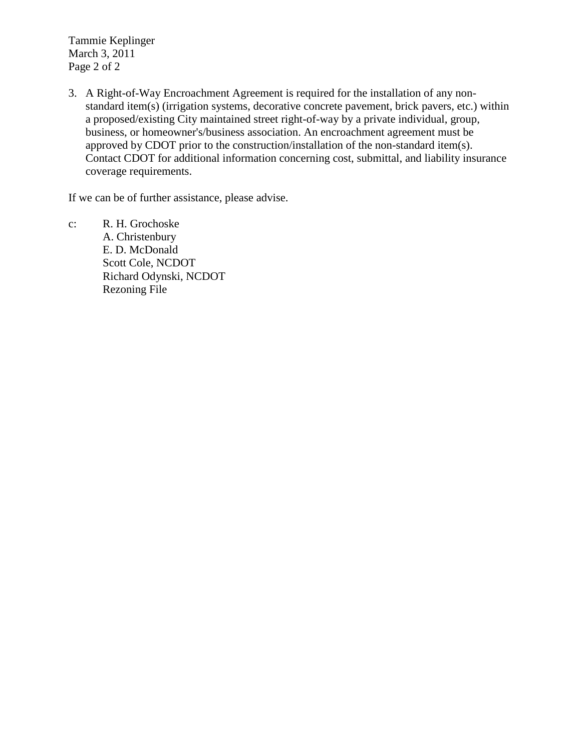3. A Right-of-Way Encroachment Agreement is required for the installation of any non-standard item(s) (irrigation systems, decorative concrete pavement, brick pavers, etc.) within a proposed/existing City maintained street right-of-way by a private individual, group, business, or homeowner's/business association. An encroachment agreement must be approved by CDOT prior to the construction/installation of the non-standard item(s). Contact CDOT for additional information concerning cost, submittal, and liability insurance coverage requirements.

If we can be of further assistance, please advise.

c: R. H. Grochoske
A. Christenbury
E. D. McDonald
Scott Cole, NCDOT
Richard Odynski, NCDOT
Rezoning File